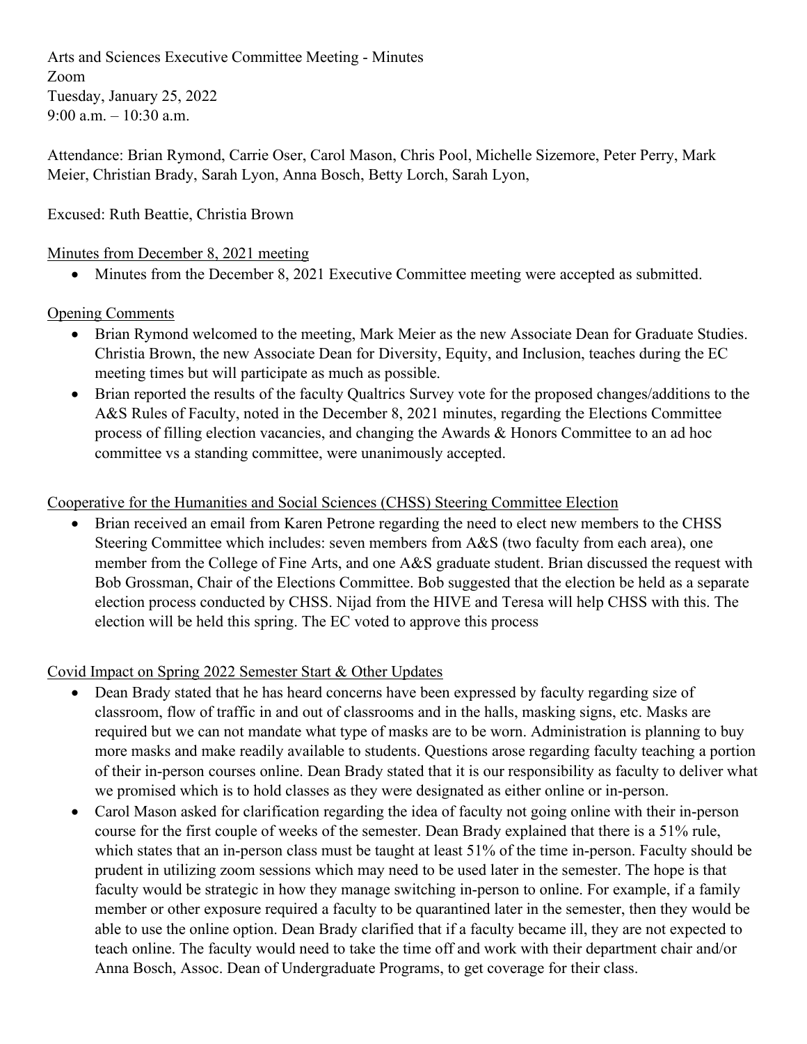Arts and Sciences Executive Committee Meeting - Minutes
Zoom
Tuesday, January 25, 2022
9:00 a.m. – 10:30 a.m.

Attendance: Brian Rymond, Carrie Oser, Carol Mason, Chris Pool, Michelle Sizemore, Peter Perry, Mark Meier, Christian Brady, Sarah Lyon, Anna Bosch, Betty Lorch, Sarah Lyon,

Excused: Ruth Beattie, Christia Brown

Minutes from December 8, 2021 meeting

- Minutes from the December 8, 2021 Executive Committee meeting were accepted as submitted.

Opening Comments

- Brian Rymond welcomed to the meeting, Mark Meier as the new Associate Dean for Graduate Studies. Christia Brown, the new Associate Dean for Diversity, Equity, and Inclusion, teaches during the EC meeting times but will participate as much as possible.
- Brian reported the results of the faculty Qualtrics Survey vote for the proposed changes/additions to the A&S Rules of Faculty, noted in the December 8, 2021 minutes, regarding the Elections Committee process of filling election vacancies, and changing the Awards & Honors Committee to an ad hoc committee vs a standing committee, were unanimously accepted.

Cooperative for the Humanities and Social Sciences (CHSS) Steering Committee Election

- Brian received an email from Karen Petrone regarding the need to elect new members to the CHSS Steering Committee which includes: seven members from A&S (two faculty from each area), one member from the College of Fine Arts, and one A&S graduate student. Brian discussed the request with Bob Grossman, Chair of the Elections Committee. Bob suggested that the election be held as a separate election process conducted by CHSS. Nijad from the HIVE and Teresa will help CHSS with this. The election will be held this spring. The EC voted to approve this process

Covid Impact on Spring 2022 Semester Start & Other Updates

- Dean Brady stated that he has heard concerns have been expressed by faculty regarding size of classroom, flow of traffic in and out of classrooms and in the halls, masking signs, etc. Masks are required but we can not mandate what type of masks are to be worn. Administration is planning to buy more masks and make readily available to students. Questions arose regarding faculty teaching a portion of their in-person courses online. Dean Brady stated that it is our responsibility as faculty to deliver what we promised which is to hold classes as they were designated as either online or in-person.
- Carol Mason asked for clarification regarding the idea of faculty not going online with their in-person course for the first couple of weeks of the semester. Dean Brady explained that there is a 51% rule, which states that an in-person class must be taught at least 51% of the time in-person. Faculty should be prudent in utilizing zoom sessions which may need to be used later in the semester. The hope is that faculty would be strategic in how they manage switching in-person to online. For example, if a family member or other exposure required a faculty to be quarantined later in the semester, then they would be able to use the online option. Dean Brady clarified that if a faculty became ill, they are not expected to teach online. The faculty would need to take the time off and work with their department chair and/or Anna Bosch, Assoc. Dean of Undergraduate Programs, to get coverage for their class.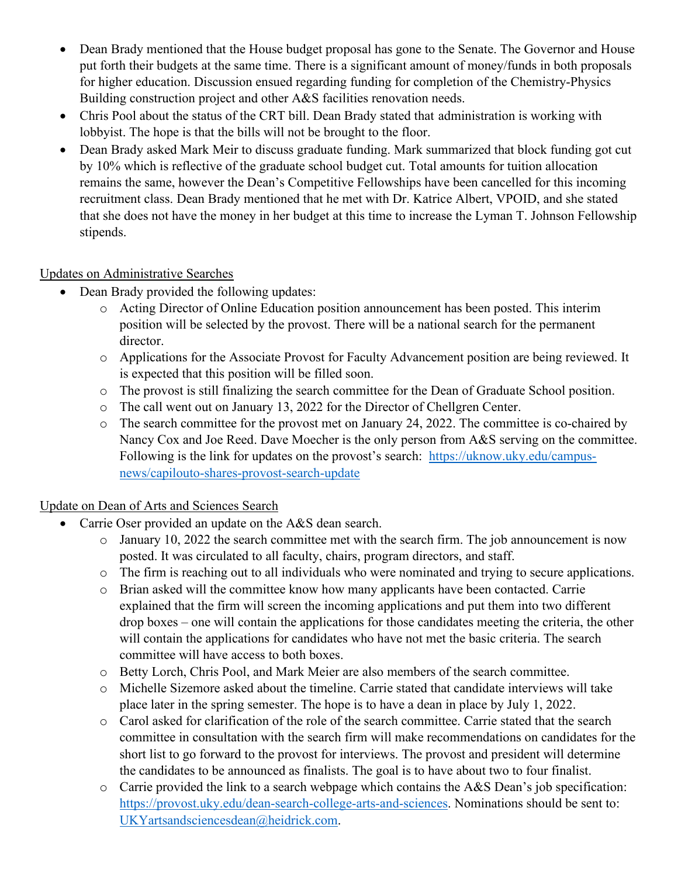- Dean Brady mentioned that the House budget proposal has gone to the Senate. The Governor and House put forth their budgets at the same time. There is a significant amount of money/funds in both proposals for higher education. Discussion ensued regarding funding for completion of the Chemistry-Physics Building construction project and other A&S facilities renovation needs.
- Chris Pool about the status of the CRT bill. Dean Brady stated that administration is working with lobbyist. The hope is that the bills will not be brought to the floor.
- Dean Brady asked Mark Meir to discuss graduate funding. Mark summarized that block funding got cut by 10% which is reflective of the graduate school budget cut. Total amounts for tuition allocation remains the same, however the Dean's Competitive Fellowships have been cancelled for this incoming recruitment class. Dean Brady mentioned that he met with Dr. Katrice Albert, VPOID, and she stated that she does not have the money in her budget at this time to increase the Lyman T. Johnson Fellowship stipends.

Updates on Administrative Searches

- Dean Brady provided the following updates:
  - Acting Director of Online Education position announcement has been posted. This interim position will be selected by the provost. There will be a national search for the permanent director.
  - Applications for the Associate Provost for Faculty Advancement position are being reviewed. It is expected that this position will be filled soon.
  - The provost is still finalizing the search committee for the Dean of Graduate School position.
  - The call went out on January 13, 2022 for the Director of Chellgren Center.
  - The search committee for the provost met on January 24, 2022. The committee is co-chaired by Nancy Cox and Joe Reed. Dave Moecher is the only person from A&S serving on the committee. Following is the link for updates on the provost's search: https://uknow.uky.edu/campus-news/capilouto-shares-provost-search-update

Update on Dean of Arts and Sciences Search

- Carrie Oser provided an update on the A&S dean search.
  - January 10, 2022 the search committee met with the search firm. The job announcement is now posted. It was circulated to all faculty, chairs, program directors, and staff.
  - The firm is reaching out to all individuals who were nominated and trying to secure applications.
  - Brian asked will the committee know how many applicants have been contacted. Carrie explained that the firm will screen the incoming applications and put them into two different drop boxes – one will contain the applications for those candidates meeting the criteria, the other will contain the applications for candidates who have not met the basic criteria. The search committee will have access to both boxes.
  - Betty Lorch, Chris Pool, and Mark Meier are also members of the search committee.
  - Michelle Sizemore asked about the timeline. Carrie stated that candidate interviews will take place later in the spring semester. The hope is to have a dean in place by July 1, 2022.
  - Carol asked for clarification of the role of the search committee. Carrie stated that the search committee in consultation with the search firm will make recommendations on candidates for the short list to go forward to the provost for interviews. The provost and president will determine the candidates to be announced as finalists. The goal is to have about two to four finalist.
  - Carrie provided the link to a search webpage which contains the A&S Dean's job specification: https://provost.uky.edu/dean-search-college-arts-and-sciences. Nominations should be sent to: UKYartsandsciencesdean@heidrick.com.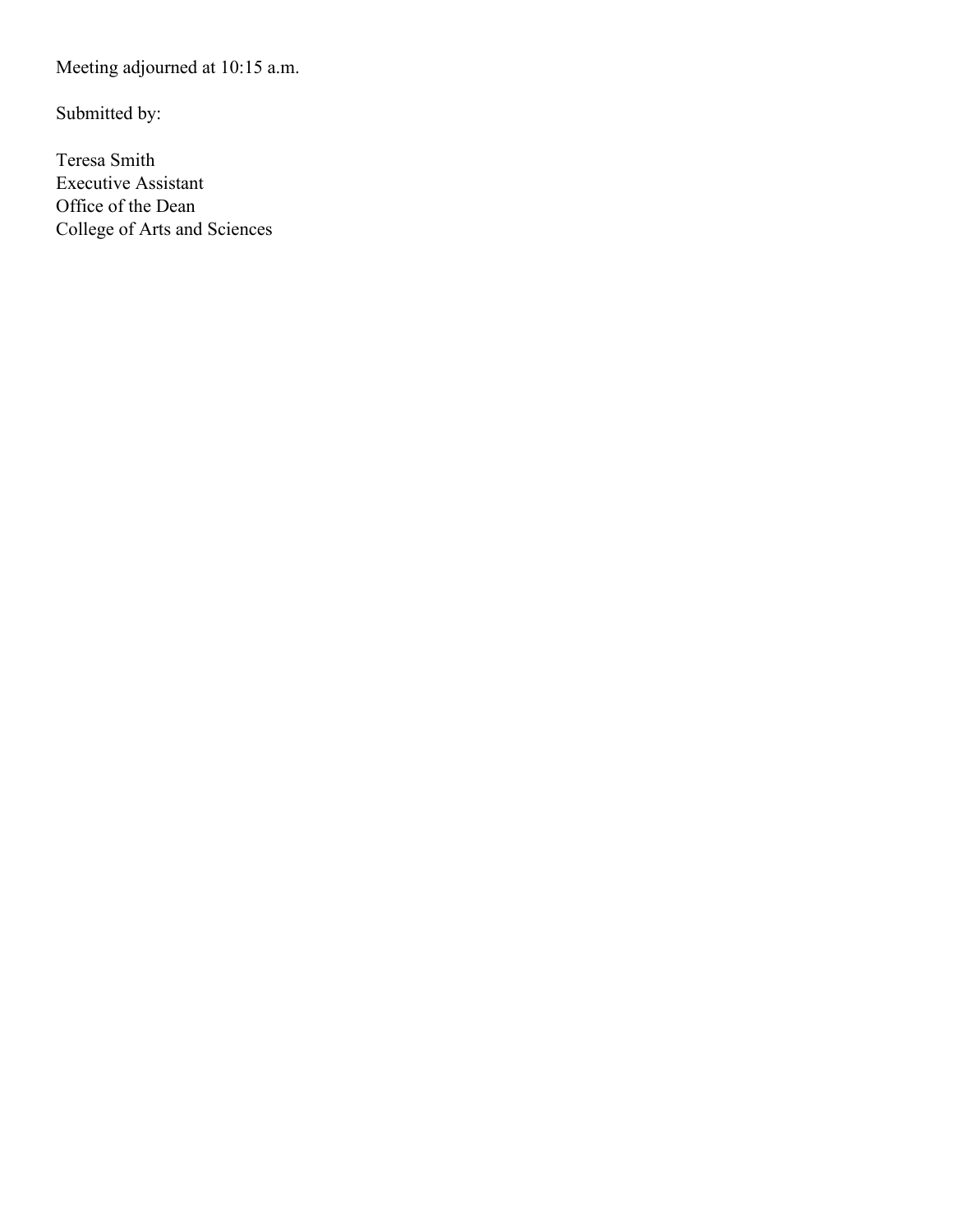Meeting adjourned at 10:15 a.m.

Submitted by:

Teresa Smith
Executive Assistant
Office of the Dean
College of Arts and Sciences